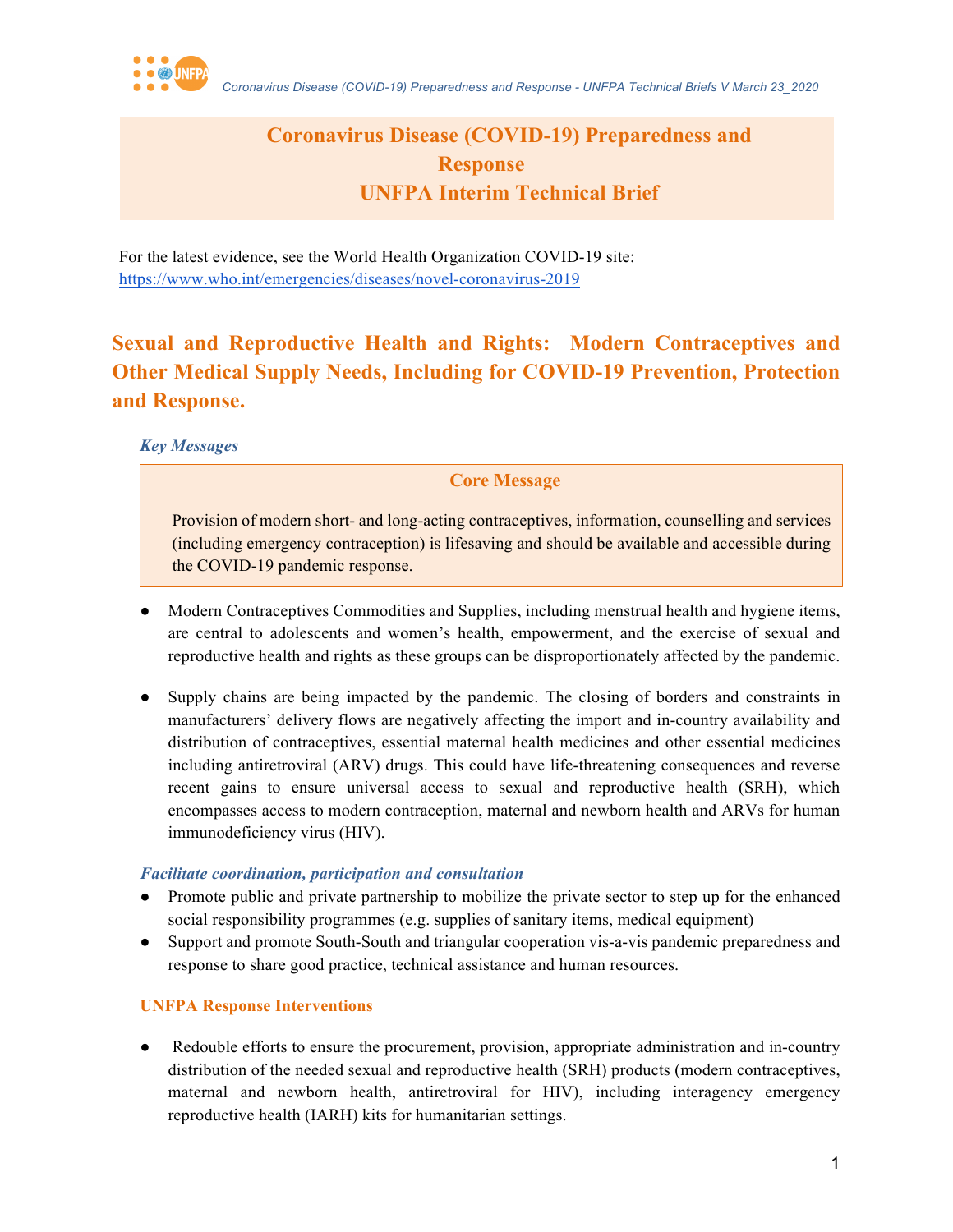# Coronavirus Disease (COVID-19) Preparedness and Response
# UNFPA Interim Technical Brief

For the latest evidence, see the World Health Organization COVID-19 site: https://www.who.int/emergencies/diseases/novel-coronavirus-2019

## Sexual and Reproductive Health and Rights: Modern Contraceptives and Other Medical Supply Needs, Including for COVID-19 Prevention, Protection and Response.

### *Key Messages*

**Core Message**

Provision of modern short- and long-acting contraceptives, information, counselling and services (including emergency contraception) is lifesaving and should be available and accessible during the COVID-19 pandemic response.

- Modern Contraceptives Commodities and Supplies, including menstrual health and hygiene items, are central to adolescents and women's health, empowerment, and the exercise of sexual and reproductive health and rights as these groups can be disproportionately affected by the pandemic.

- Supply chains are being impacted by the pandemic. The closing of borders and constraints in manufacturers' delivery flows are negatively affecting the import and in-country availability and distribution of contraceptives, essential maternal health medicines and other essential medicines including antiretroviral (ARV) drugs. This could have life-threatening consequences and reverse recent gains to ensure universal access to sexual and reproductive health (SRH), which encompasses access to modern contraception, maternal and newborn health and ARVs for human immunodeficiency virus (HIV).

### *Facilitate coordination, participation and consultation*

- Promote public and private partnership to mobilize the private sector to step up for the enhanced social responsibility programmes (e.g. supplies of sanitary items, medical equipment)
- Support and promote South-South and triangular cooperation vis-a-vis pandemic preparedness and response to share good practice, technical assistance and human resources.

### UNFPA Response Interventions

- Redouble efforts to ensure the procurement, provision, appropriate administration and in-country distribution of the needed sexual and reproductive health (SRH) products (modern contraceptives, maternal and newborn health, antiretroviral for HIV), including interagency emergency reproductive health (IARH) kits for humanitarian settings.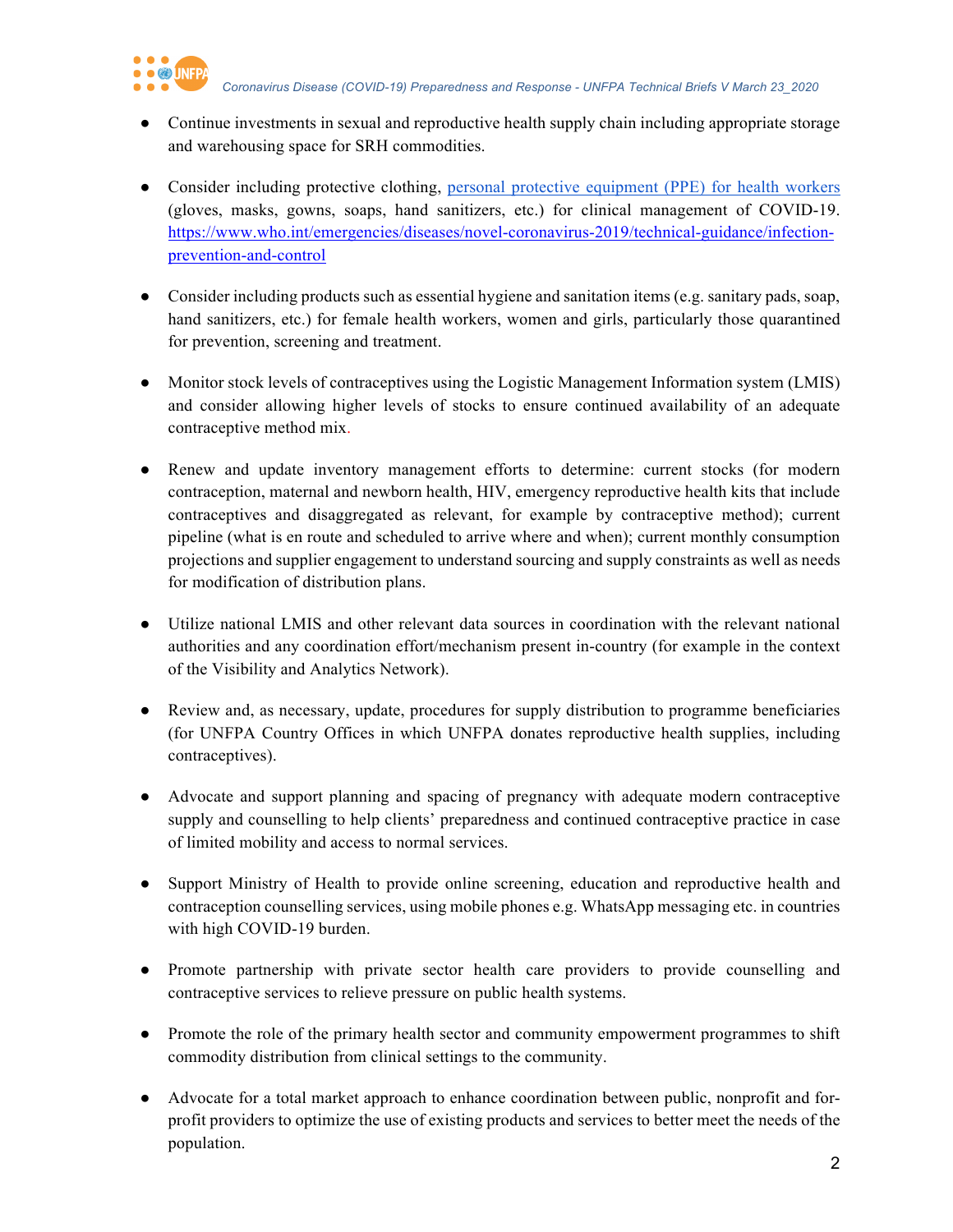- Continue investments in sexual and reproductive health supply chain including appropriate storage and warehousing space for SRH commodities.

- Consider including protective clothing, [personal protective equipment (PPE) for health workers](https://www.who.int/emergencies/diseases/novel-coronavirus-2019/technical-guidance/infection-prevention-and-control) (gloves, masks, gowns, soaps, hand sanitizers, etc.) for clinical management of COVID-19. https://www.who.int/emergencies/diseases/novel-coronavirus-2019/technical-guidance/infection-prevention-and-control

- Consider including products such as essential hygiene and sanitation items (e.g. sanitary pads, soap, hand sanitizers, etc.) for female health workers, women and girls, particularly those quarantined for prevention, screening and treatment.

- Monitor stock levels of contraceptives using the Logistic Management Information system (LMIS) and consider allowing higher levels of stocks to ensure continued availability of an adequate contraceptive method mix.

- Renew and update inventory management efforts to determine: current stocks (for modern contraception, maternal and newborn health, HIV, emergency reproductive health kits that include contraceptives and disaggregated as relevant, for example by contraceptive method); current pipeline (what is en route and scheduled to arrive where and when); current monthly consumption projections and supplier engagement to understand sourcing and supply constraints as well as needs for modification of distribution plans.

- Utilize national LMIS and other relevant data sources in coordination with the relevant national authorities and any coordination effort/mechanism present in-country (for example in the context of the Visibility and Analytics Network).

- Review and, as necessary, update, procedures for supply distribution to programme beneficiaries (for UNFPA Country Offices in which UNFPA donates reproductive health supplies, including contraceptives).

- Advocate and support planning and spacing of pregnancy with adequate modern contraceptive supply and counselling to help clients' preparedness and continued contraceptive practice in case of limited mobility and access to normal services.

- Support Ministry of Health to provide online screening, education and reproductive health and contraception counselling services, using mobile phones e.g. WhatsApp messaging etc. in countries with high COVID-19 burden.

- Promote partnership with private sector health care providers to provide counselling and contraceptive services to relieve pressure on public health systems.

- Promote the role of the primary health sector and community empowerment programmes to shift commodity distribution from clinical settings to the community.

- Advocate for a total market approach to enhance coordination between public, nonprofit and for-profit providers to optimize the use of existing products and services to better meet the needs of the population.